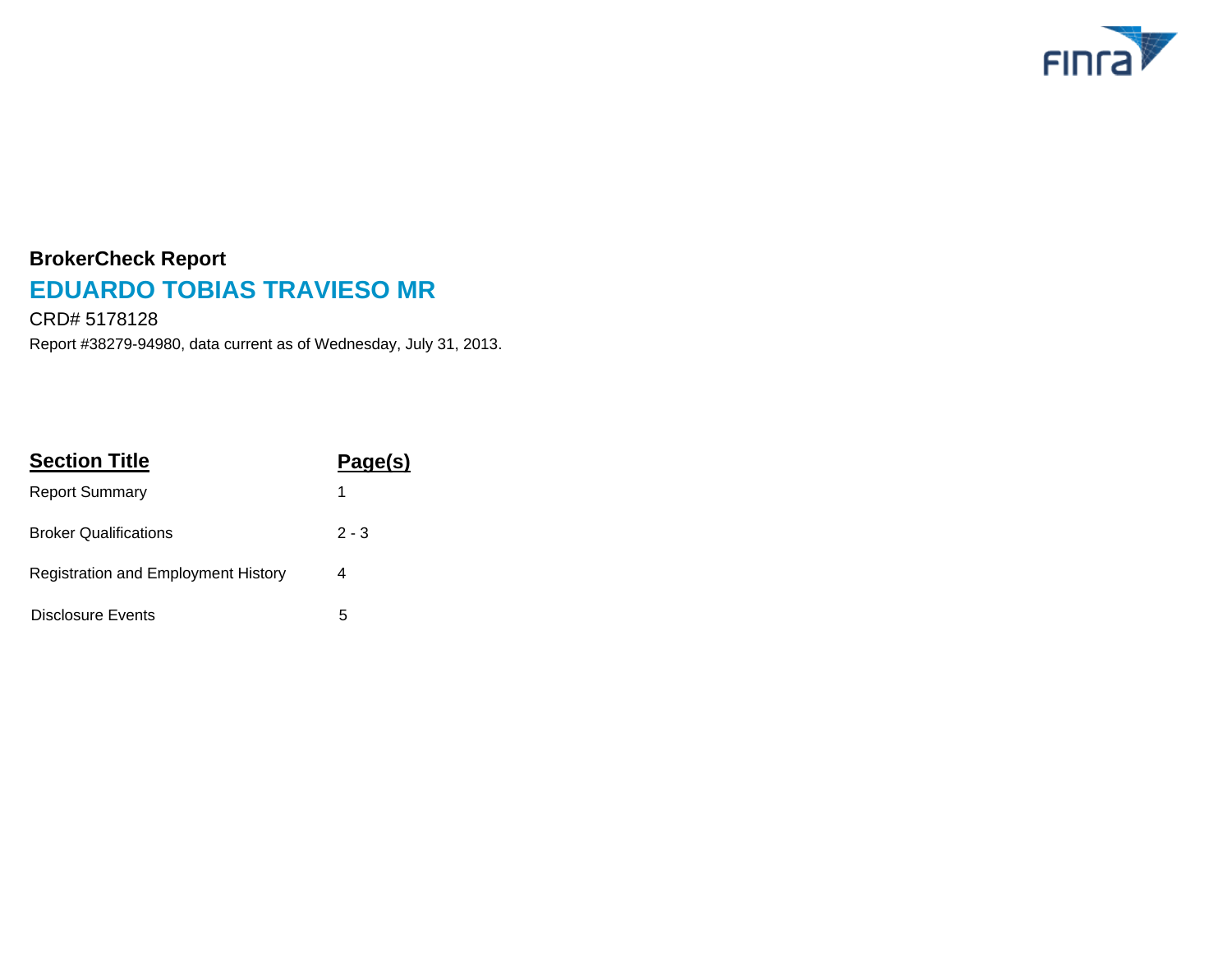# BrokerCheck Report

## EDUARDO TOBIAS TRAVIESO MR

CRD# 5178128

Report #38279-94980, data current as of Wednesday, July 31, 2013.

| Section Title | Page(s) |
| --- | --- |
| Report Summary | 1 |
| Broker Qualifications | 2 - 3 |
| Registration and Employment History | 4 |
| Disclosure Events | 5 |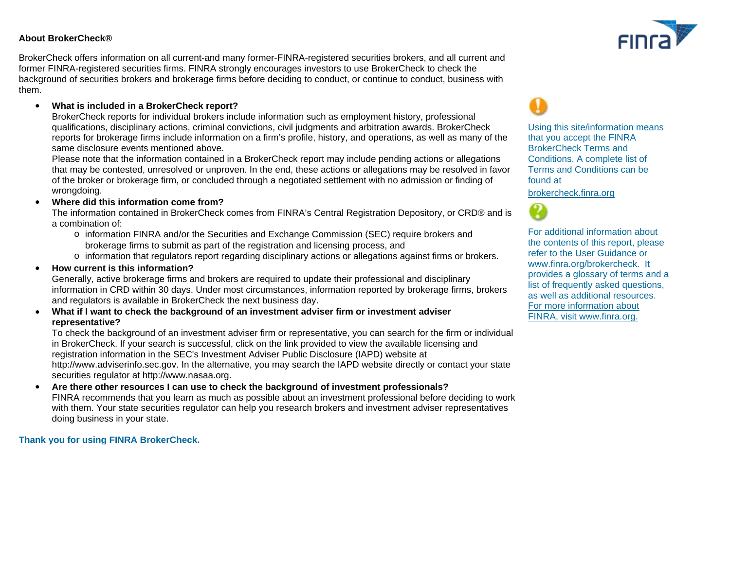## About BrokerCheck®

BrokerCheck offers information on all current-and many former-FINRA-registered securities brokers, and all current and former FINRA-registered securities firms. FINRA strongly encourages investors to use BrokerCheck to check the background of securities brokers and brokerage firms before deciding to conduct, or continue to conduct, business with them.

- **What is included in a BrokerCheck report?**
  BrokerCheck reports for individual brokers include information such as employment history, professional qualifications, disciplinary actions, criminal convictions, civil judgments and arbitration awards. BrokerCheck reports for brokerage firms include information on a firm's profile, history, and operations, as well as many of the same disclosure events mentioned above.
  Please note that the information contained in a BrokerCheck report may include pending actions or allegations that may be contested, unresolved or unproven. In the end, these actions or allegations may be resolved in favor of the broker or brokerage firm, or concluded through a negotiated settlement with no admission or finding of wrongdoing.
- **Where did this information come from?**
  The information contained in BrokerCheck comes from FINRA's Central Registration Depository, or CRD® and is a combination of:
  - information FINRA and/or the Securities and Exchange Commission (SEC) require brokers and brokerage firms to submit as part of the registration and licensing process, and
  - information that regulators report regarding disciplinary actions or allegations against firms or brokers.
- **How current is this information?**
  Generally, active brokerage firms and brokers are required to update their professional and disciplinary information in CRD within 30 days. Under most circumstances, information reported by brokerage firms, brokers and regulators is available in BrokerCheck the next business day.
- **What if I want to check the background of an investment adviser firm or investment adviser representative?**
  To check the background of an investment adviser firm or representative, you can search for the firm or individual in BrokerCheck. If your search is successful, click on the link provided to view the available licensing and registration information in the SEC's Investment Adviser Public Disclosure (IAPD) website at http://www.adviserinfo.sec.gov. In the alternative, you may search the IAPD website directly or contact your state securities regulator at http://www.nasaa.org.
- **Are there other resources I can use to check the background of investment professionals?**
  FINRA recommends that you learn as much as possible about an investment professional before deciding to work with them. Your state securities regulator can help you research brokers and investment adviser representatives doing business in your state.

**Thank you for using FINRA BrokerCheck.**

Using this site/information means that you accept the FINRA BrokerCheck Terms and Conditions. A complete list of Terms and Conditions can be found at

brokercheck.finra.org

For additional information about the contents of this report, please refer to the User Guidance or www.finra.org/brokercheck. It provides a glossary of terms and a list of frequently asked questions, as well as additional resources. For more information about FINRA, visit www.finra.org.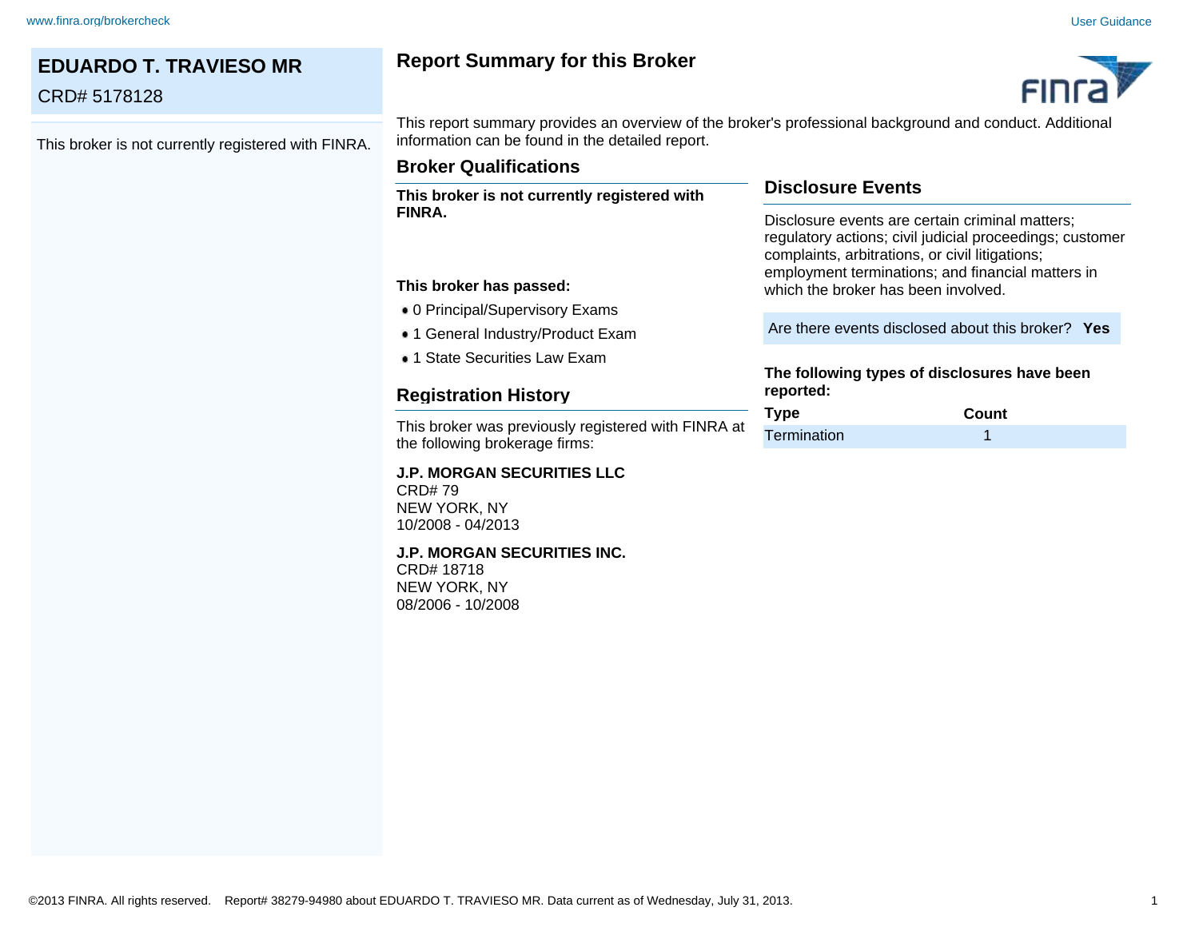# EDUARDO T. TRAVIESO MR

CRD# 5178128

This broker is not currently registered with FINRA.

## Report Summary for this Broker

This report summary provides an overview of the broker's professional background and conduct. Additional information can be found in the detailed report.

### Broker Qualifications

**This broker is not currently registered with FINRA.**

**This broker has passed:**

- 0 Principal/Supervisory Exams
- 1 General Industry/Product Exam
- 1 State Securities Law Exam

### Registration History

This broker was previously registered with FINRA at the following brokerage firms:

**J.P. MORGAN SECURITIES LLC**
CRD# 79
NEW YORK, NY
10/2008 - 04/2013

**J.P. MORGAN SECURITIES INC.**
CRD# 18718
NEW YORK, NY
08/2006 - 10/2008

### Disclosure Events

Disclosure events are certain criminal matters; regulatory actions; civil judicial proceedings; customer complaints, arbitrations, or civil litigations; employment terminations; and financial matters in which the broker has been involved.

Are there events disclosed about this broker? **Yes**

**The following types of disclosures have been reported:**

| Type | Count |
|---|---|
| Termination | 1 |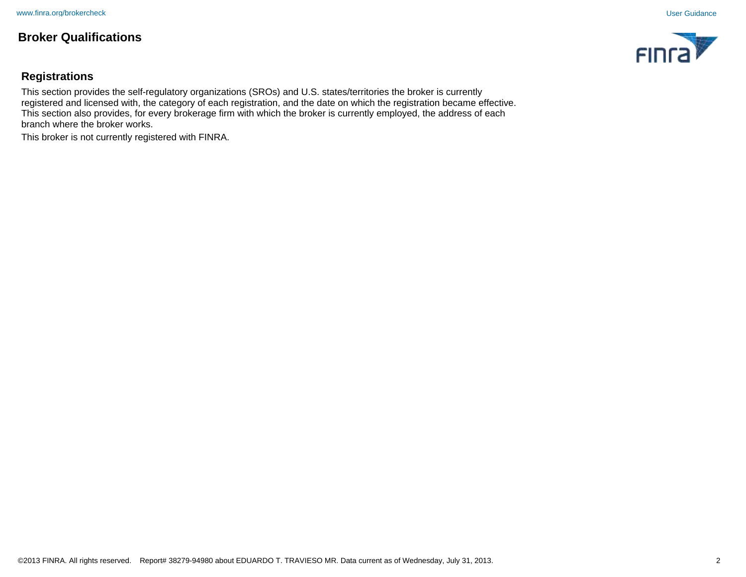## Broker Qualifications

### Registrations

This section provides the self-regulatory organizations (SROs) and U.S. states/territories the broker is currently registered and licensed with, the category of each registration, and the date on which the registration became effective. This section also provides, for every brokerage firm with which the broker is currently employed, the address of each branch where the broker works.

This broker is not currently registered with FINRA.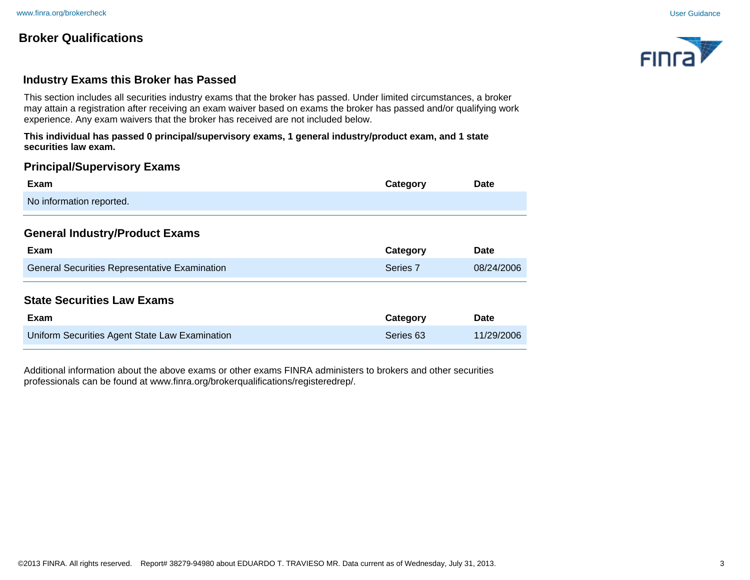# Broker Qualifications

## Industry Exams this Broker has Passed

This section includes all securities industry exams that the broker has passed. Under limited circumstances, a broker may attain a registration after receiving an exam waiver based on exams the broker has passed and/or qualifying work experience. Any exam waivers that the broker has received are not included below.

**This individual has passed 0 principal/supervisory exams, 1 general industry/product exam, and 1 state securities law exam.**

### Principal/Supervisory Exams

| Exam | Category | Date |
|---|---|---|
| No information reported. | | |

### General Industry/Product Exams

| Exam | Category | Date |
|---|---|---|
| General Securities Representative Examination | Series 7 | 08/24/2006 |

### State Securities Law Exams

| Exam | Category | Date |
|---|---|---|
| Uniform Securities Agent State Law Examination | Series 63 | 11/29/2006 |

Additional information about the above exams or other exams FINRA administers to brokers and other securities professionals can be found at www.finra.org/brokerqualifications/registeredrep/.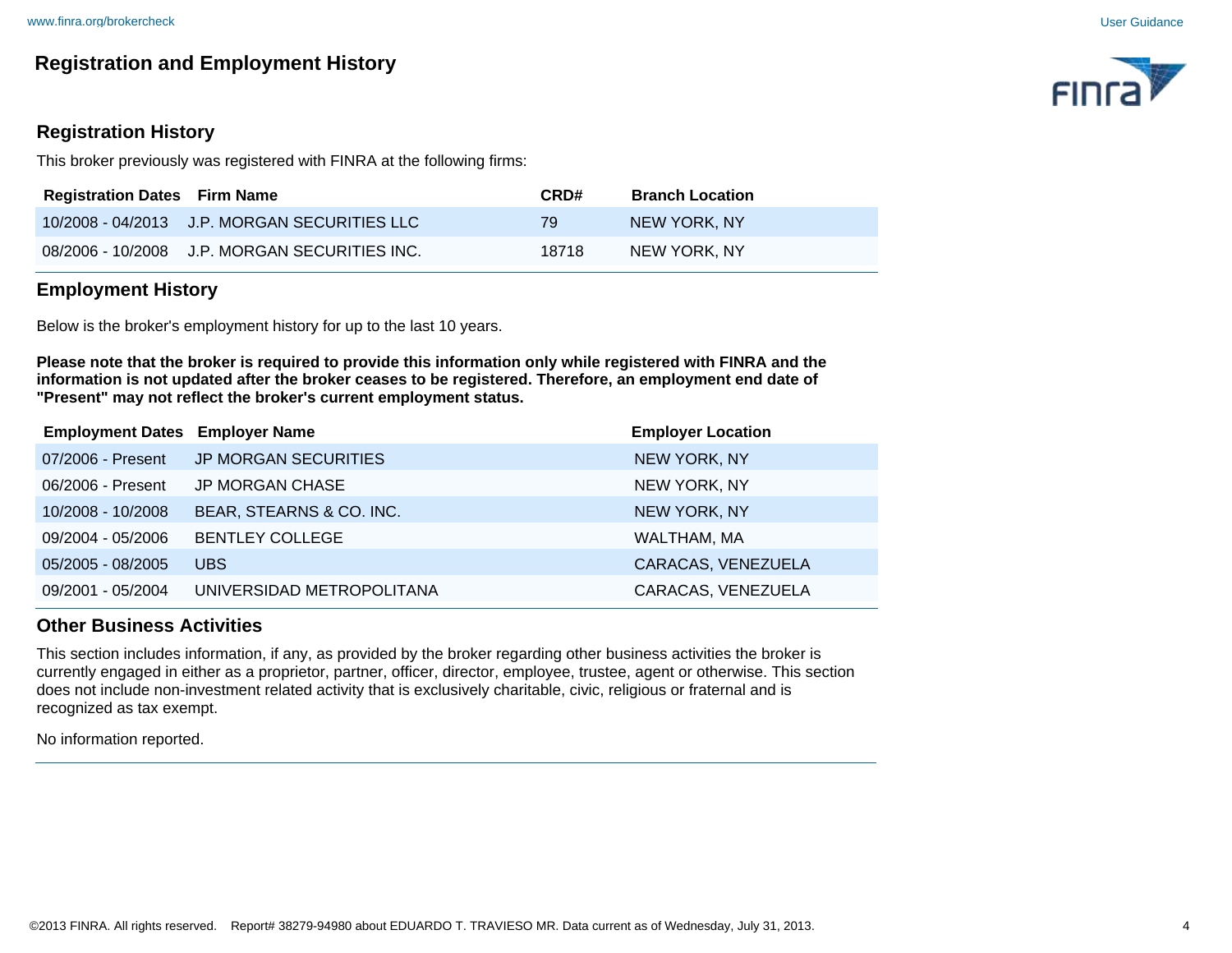# Registration and Employment History

## Registration History

This broker previously was registered with FINRA at the following firms:

| Registration Dates | Firm Name | CRD# | Branch Location |
|---|---|---|---|
| 10/2008 - 04/2013 | J.P. MORGAN SECURITIES LLC | 79 | NEW YORK, NY |
| 08/2006 - 10/2008 | J.P. MORGAN SECURITIES INC. | 18718 | NEW YORK, NY |

## Employment History

Below is the broker's employment history for up to the last 10 years.

**Please note that the broker is required to provide this information only while registered with FINRA and the information is not updated after the broker ceases to be registered. Therefore, an employment end date of "Present" may not reflect the broker's current employment status.**

| Employment Dates | Employer Name | Employer Location |
|---|---|---|
| 07/2006 - Present | JP MORGAN SECURITIES | NEW YORK, NY |
| 06/2006 - Present | JP MORGAN CHASE | NEW YORK, NY |
| 10/2008 - 10/2008 | BEAR, STEARNS & CO. INC. | NEW YORK, NY |
| 09/2004 - 05/2006 | BENTLEY COLLEGE | WALTHAM, MA |
| 05/2005 - 08/2005 | UBS | CARACAS, VENEZUELA |
| 09/2001 - 05/2004 | UNIVERSIDAD METROPOLITANA | CARACAS, VENEZUELA |

## Other Business Activities

This section includes information, if any, as provided by the broker regarding other business activities the broker is currently engaged in either as a proprietor, partner, officer, director, employee, trustee, agent or otherwise. This section does not include non-investment related activity that is exclusively charitable, civic, religious or fraternal and is recognized as tax exempt.

No information reported.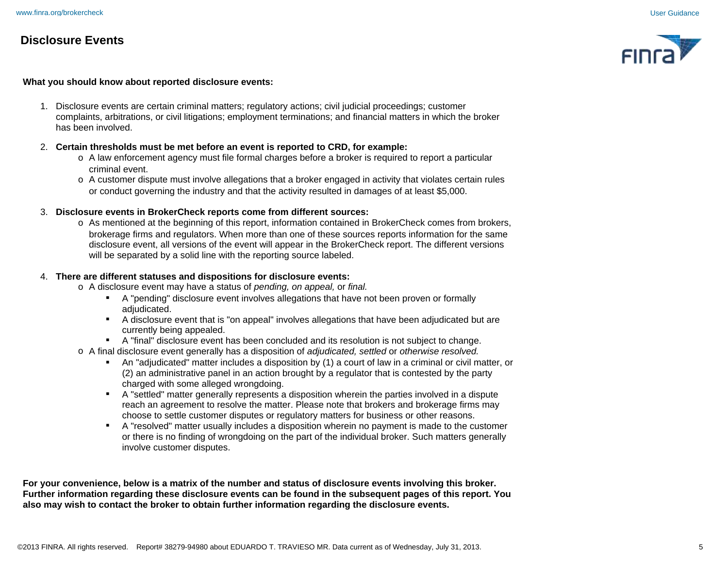# Disclosure Events

**What you should know about reported disclosure events:**

1. Disclosure events are certain criminal matters; regulatory actions; civil judicial proceedings; customer complaints, arbitrations, or civil litigations; employment terminations; and financial matters in which the broker has been involved.

2. **Certain thresholds must be met before an event is reported to CRD, for example:**
   - A law enforcement agency must file formal charges before a broker is required to report a particular criminal event.
   - A customer dispute must involve allegations that a broker engaged in activity that violates certain rules or conduct governing the industry and that the activity resulted in damages of at least $5,000.

3. **Disclosure events in BrokerCheck reports come from different sources:**
   - As mentioned at the beginning of this report, information contained in BrokerCheck comes from brokers, brokerage firms and regulators. When more than one of these sources reports information for the same disclosure event, all versions of the event will appear in the BrokerCheck report. The different versions will be separated by a solid line with the reporting source labeled.

4. **There are different statuses and dispositions for disclosure events:**
   - A disclosure event may have a status of *pending, on appeal,* or *final.*
     - A "pending" disclosure event involves allegations that have not been proven or formally adjudicated.
     - A disclosure event that is "on appeal" involves allegations that have been adjudicated but are currently being appealed.
     - A "final" disclosure event has been concluded and its resolution is not subject to change.
   - A final disclosure event generally has a disposition of *adjudicated, settled* or *otherwise resolved.*
     - An "adjudicated" matter includes a disposition by (1) a court of law in a criminal or civil matter, or (2) an administrative panel in an action brought by a regulator that is contested by the party charged with some alleged wrongdoing.
     - A "settled" matter generally represents a disposition wherein the parties involved in a dispute reach an agreement to resolve the matter. Please note that brokers and brokerage firms may choose to settle customer disputes or regulatory matters for business or other reasons.
     - A "resolved" matter usually includes a disposition wherein no payment is made to the customer or there is no finding of wrongdoing on the part of the individual broker. Such matters generally involve customer disputes.

**For your convenience, below is a matrix of the number and status of disclosure events involving this broker. Further information regarding these disclosure events can be found in the subsequent pages of this report. You also may wish to contact the broker to obtain further information regarding the disclosure events.**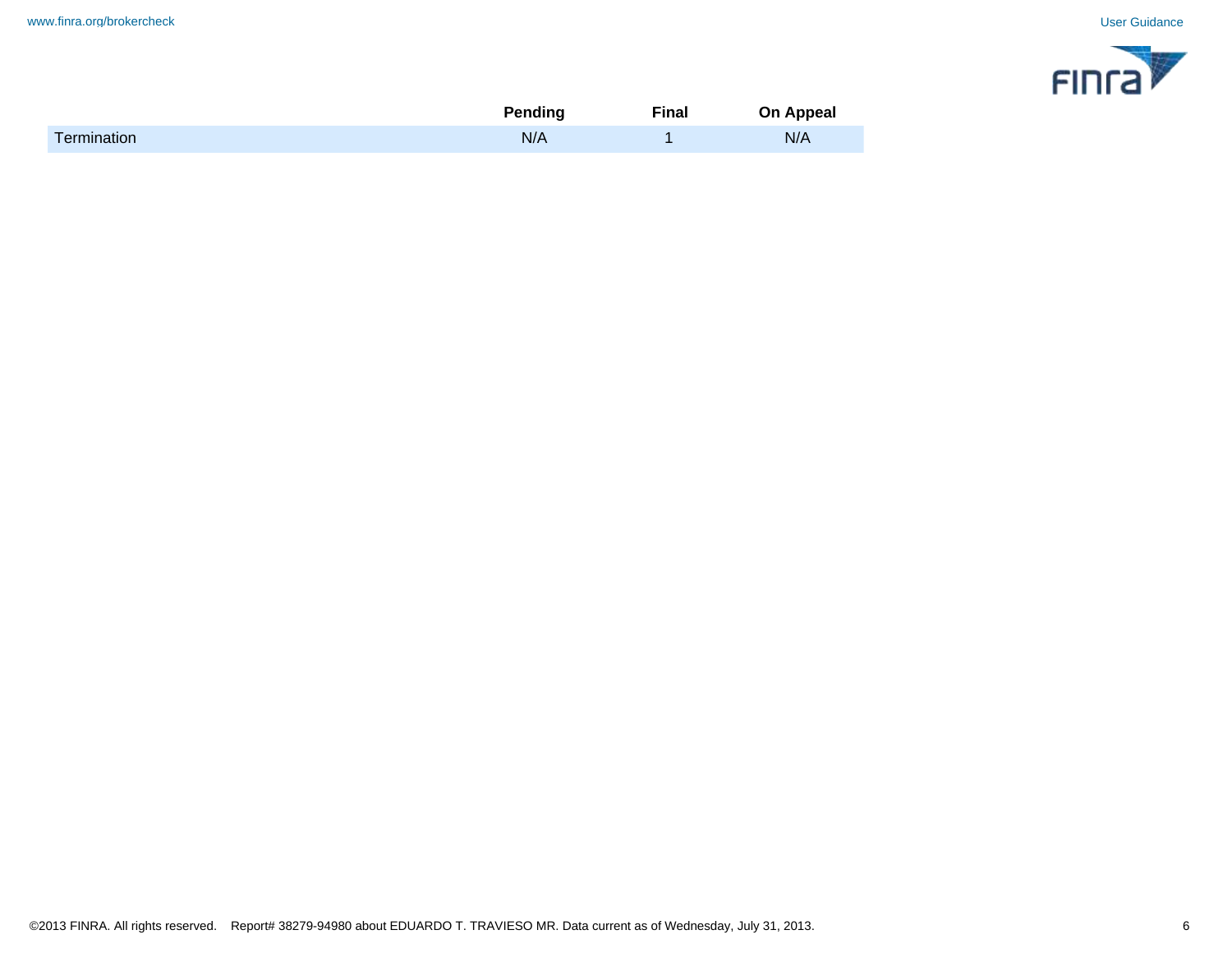| | Pending | Final | On Appeal |
|---|---|---|---|
| Termination | N/A | 1 | N/A |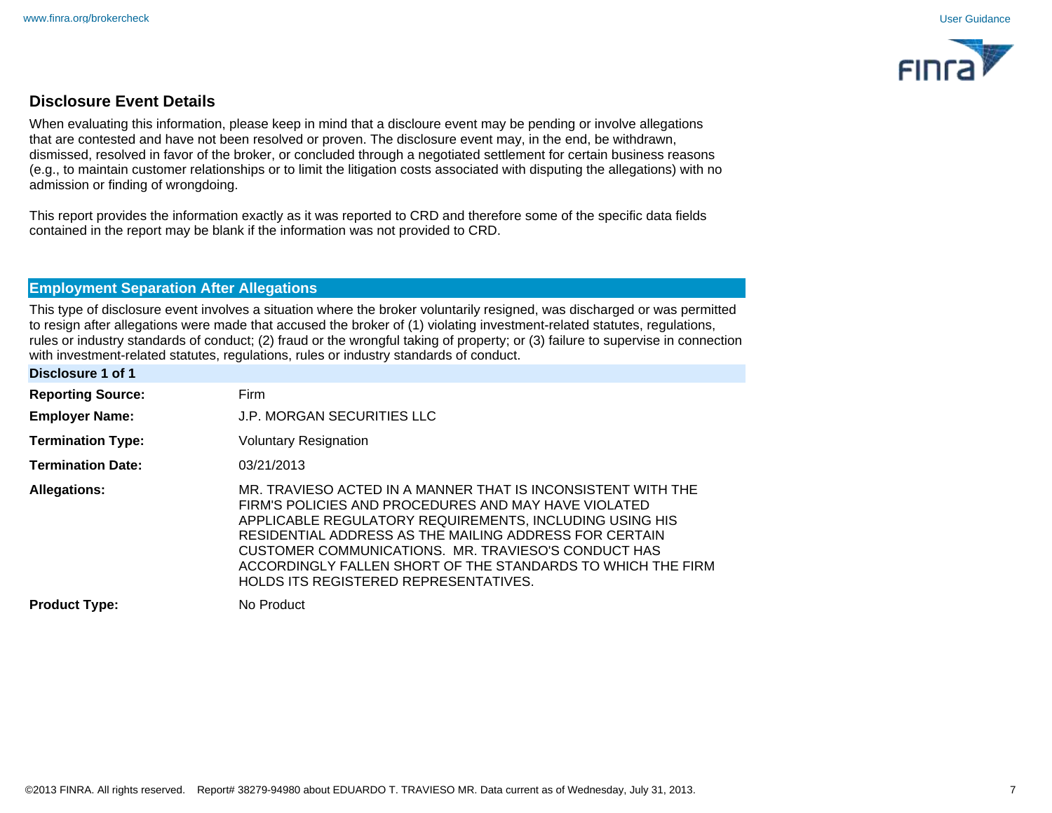## Disclosure Event Details

When evaluating this information, please keep in mind that a discloure event may be pending or involve allegations that are contested and have not been resolved or proven. The disclosure event may, in the end, be withdrawn, dismissed, resolved in favor of the broker, or concluded through a negotiated settlement for certain business reasons (e.g., to maintain customer relationships or to limit the litigation costs associated with disputing the allegations) with no admission or finding of wrongdoing.

This report provides the information exactly as it was reported to CRD and therefore some of the specific data fields contained in the report may be blank if the information was not provided to CRD.

### Employment Separation After Allegations

This type of disclosure event involves a situation where the broker voluntarily resigned, was discharged or was permitted to resign after allegations were made that accused the broker of (1) violating investment-related statutes, regulations, rules or industry standards of conduct; (2) fraud or the wrongful taking of property; or (3) failure to supervise in connection with investment-related statutes, regulations, rules or industry standards of conduct.

**Disclosure 1 of 1**

| | |
|---|---|
| **Reporting Source:** | Firm |
| **Employer Name:** | J.P. MORGAN SECURITIES LLC |
| **Termination Type:** | Voluntary Resignation |
| **Termination Date:** | 03/21/2013 |
| **Allegations:** | MR. TRAVIESO ACTED IN A MANNER THAT IS INCONSISTENT WITH THE FIRM'S POLICIES AND PROCEDURES AND MAY HAVE VIOLATED APPLICABLE REGULATORY REQUIREMENTS, INCLUDING USING HIS RESIDENTIAL ADDRESS AS THE MAILING ADDRESS FOR CERTAIN CUSTOMER COMMUNICATIONS. MR. TRAVIESO'S CONDUCT HAS ACCORDINGLY FALLEN SHORT OF THE STANDARDS TO WHICH THE FIRM HOLDS ITS REGISTERED REPRESENTATIVES. |
| **Product Type:** | No Product |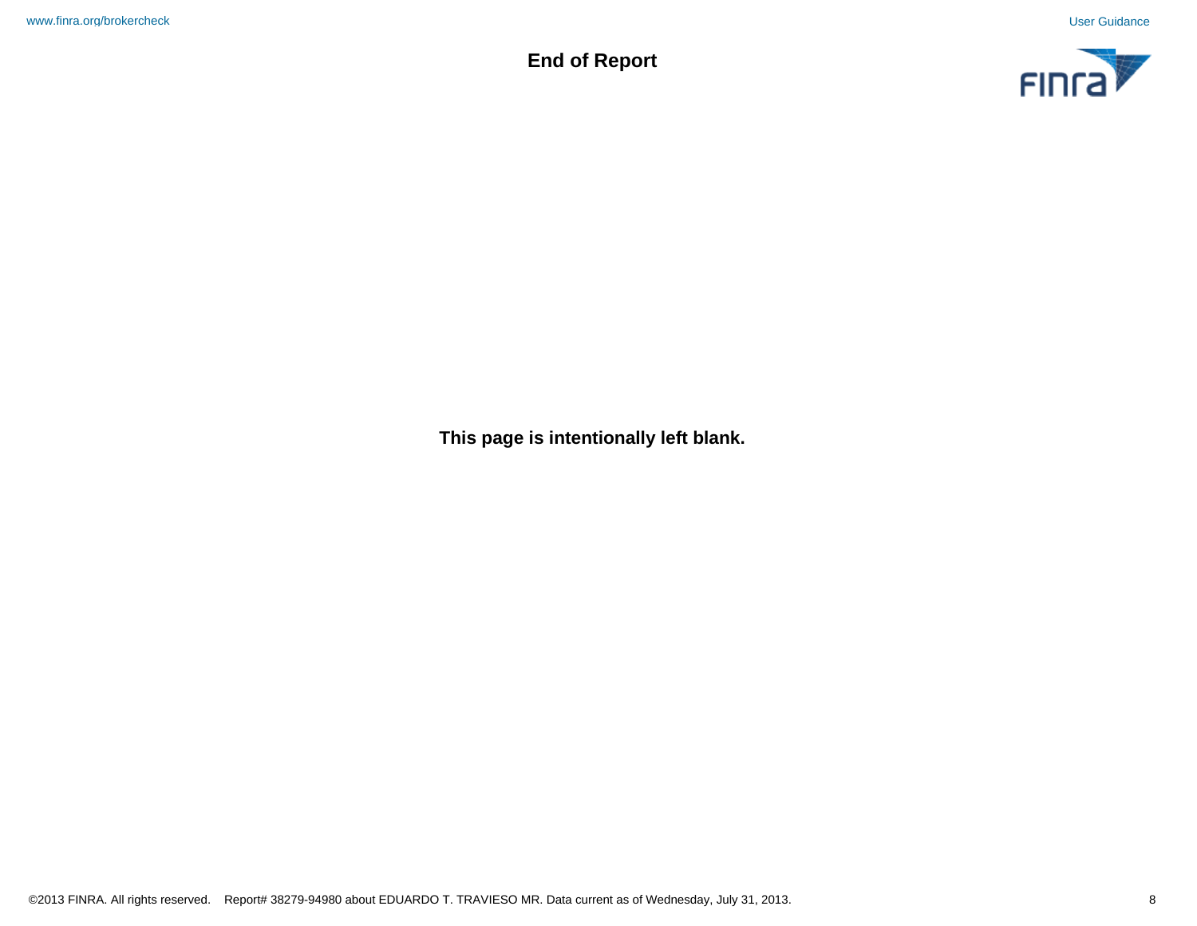# End of Report

**This page is intentionally left blank.**